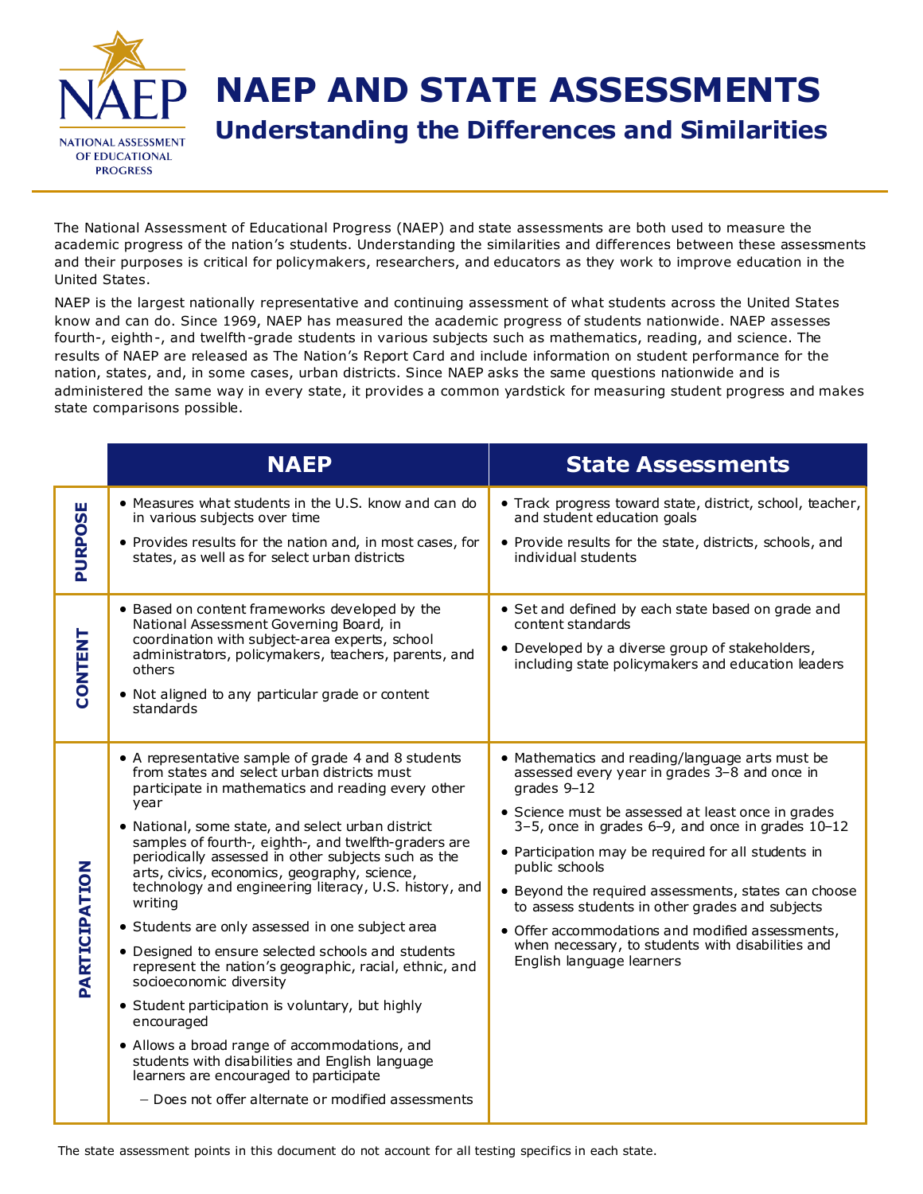# NAEP AND STATE ASSESSMENTS

## Understanding the Differences and Similarities

The National Assessment of Educational Progress (NAEP) and state assessments are both used to measure the academic progress of the nation's students. Understanding the similarities and differences between these assessments and their purposes is critical for policymakers, researchers, and educators as they work to improve education in the United States.

NAEP is the largest nationally representative and continuing assessment of what students across the United States know and can do. Since 1969, NAEP has measured the academic progress of students nationwide. NAEP assesses fourth-, eighth-, and twelfth-grade students in various subjects such as mathematics, reading, and science. The results of NAEP are released as The Nation's Report Card and include information on student performance for the nation, states, and, in some cases, urban districts. Since NAEP asks the same questions nationwide and is administered the same way in every state, it provides a common yardstick for measuring student progress and makes state comparisons possible.

| | NAEP | State Assessments |
|---|---|---|
| **PURPOSE** | • Measures what students in the U.S. know and can do in various subjects over time<br>• Provides results for the nation and, in most cases, for states, as well as for select urban districts | • Track progress toward state, district, school, teacher, and student education goals<br>• Provide results for the state, districts, schools, and individual students |
| **CONTENT** | • Based on content frameworks developed by the National Assessment Governing Board, in coordination with subject-area experts, school administrators, policymakers, teachers, parents, and others<br>• Not aligned to any particular grade or content standards | • Set and defined by each state based on grade and content standards<br>• Developed by a diverse group of stakeholders, including state policymakers and education leaders |
| **PARTICIPATION** | • A representative sample of grade 4 and 8 students from states and select urban districts must participate in mathematics and reading every other year<br>• National, some state, and select urban district samples of fourth-, eighth-, and twelfth-graders are periodically assessed in other subjects such as the arts, civics, economics, geography, science, technology and engineering literacy, U.S. history, and writing<br>• Students are only assessed in one subject area<br>• Designed to ensure selected schools and students represent the nation's geographic, racial, ethnic, and socioeconomic diversity<br>• Student participation is voluntary, but highly encouraged<br>• Allows a broad range of accommodations, and students with disabilities and English language learners are encouraged to participate<br>– Does not offer alternate or modified assessments | • Mathematics and reading/language arts must be assessed every year in grades 3–8 and once in grades 9–12<br>• Science must be assessed at least once in grades 3–5, once in grades 6–9, and once in grades 10–12<br>• Participation may be required for all students in public schools<br>• Beyond the required assessments, states can choose to assess students in other grades and subjects<br>• Offer accommodations and modified assessments, when necessary, to students with disabilities and English language learners |

The state assessment points in this document do not account for all testing specifics in each state.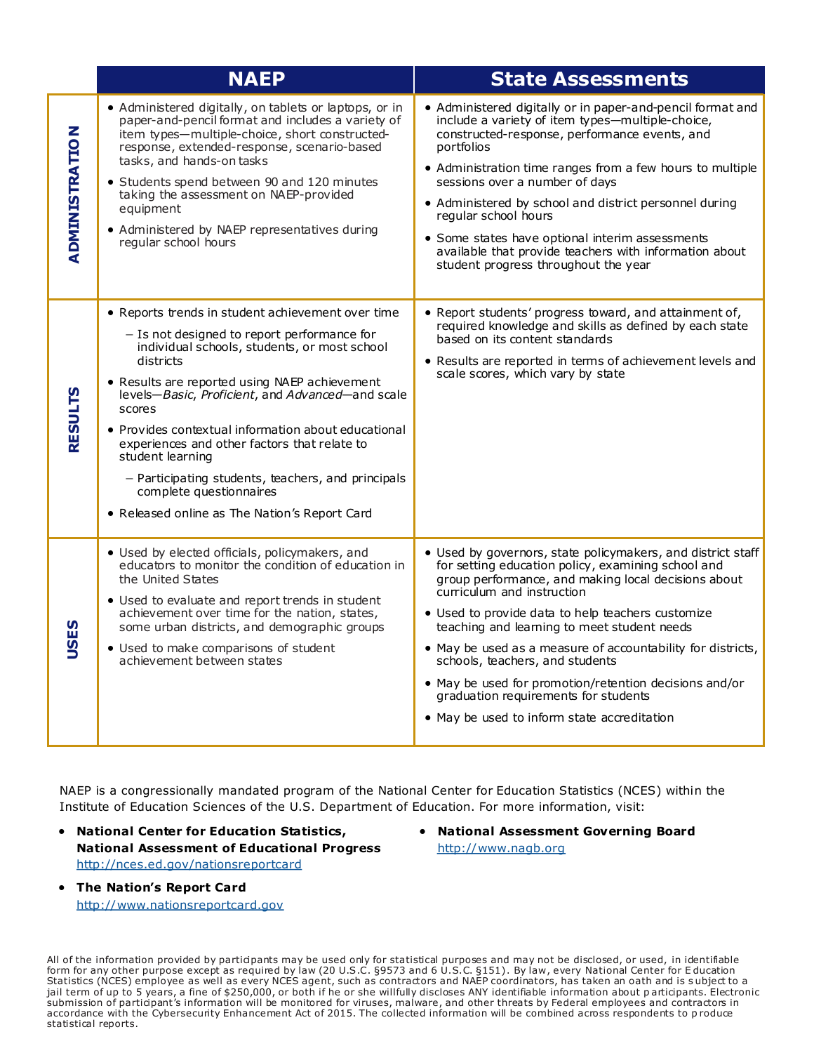| | NAEP | State Assessments |
|---|---|---|
| **ADMINISTRATION** | • Administered digitally, on tablets or laptops, or in paper-and-pencil format and includes a variety of item types—multiple-choice, short constructed-response, extended-response, scenario-based tasks, and hands-on tasks<br>• Students spend between 90 and 120 minutes taking the assessment on NAEP-provided equipment<br>• Administered by NAEP representatives during regular school hours | • Administered digitally or in paper-and-pencil format and include a variety of item types—multiple-choice, constructed-response, performance events, and portfolios<br>• Administration time ranges from a few hours to multiple sessions over a number of days<br>• Administered by school and district personnel during regular school hours<br>• Some states have optional interim assessments available that provide teachers with information about student progress throughout the year |
| **RESULTS** | • Reports trends in student achievement over time<br>– Is not designed to report performance for individual schools, students, or most school districts<br>• Results are reported using NAEP achievement levels—*Basic*, *Proficient*, and *Advanced*—and scale scores<br>• Provides contextual information about educational experiences and other factors that relate to student learning<br>– Participating students, teachers, and principals complete questionnaires<br>• Released online as The Nation's Report Card | • Report students' progress toward, and attainment of, required knowledge and skills as defined by each state based on its content standards<br>• Results are reported in terms of achievement levels and scale scores, which vary by state |
| **USES** | • Used by elected officials, policymakers, and educators to monitor the condition of education in the United States<br>• Used to evaluate and report trends in student achievement over time for the nation, states, some urban districts, and demographic groups<br>• Used to make comparisons of student achievement between states | • Used by governors, state policymakers, and district staff for setting education policy, examining school and group performance, and making local decisions about curriculum and instruction<br>• Used to provide data to help teachers customize teaching and learning to meet student needs<br>• May be used as a measure of accountability for districts, schools, teachers, and students<br>• May be used for promotion/retention decisions and/or graduation requirements for students<br>• May be used to inform state accreditation |

NAEP is a congressionally mandated program of the National Center for Education Statistics (NCES) within the Institute of Education Sciences of the U.S. Department of Education. For more information, visit:

- **National Center for Education Statistics, National Assessment of Educational Progress**
  http://nces.ed.gov/nationsreportcard
- **The Nation's Report Card**
  http://www.nationsreportcard.gov
- **National Assessment Governing Board**
  http://www.nagb.org

All of the information provided by participants may be used only for statistical purposes and may not be disclosed, or used, in identifiable form for any other purpose except as required by law (20 U.S.C. §9573 and 6 U.S.C. §151). By law, every National Center for Education Statistics (NCES) employee as well as every NCES agent, such as contractors and NAEP coordinators, has taken an oath and is subject to a jail term of up to 5 years, a fine of $250,000, or both if he or she willfully discloses ANY identifiable information about participants. Electronic submission of participant's information will be monitored for viruses, malware, and other threats by Federal employees and contractors in accordance with the Cybersecurity Enhancement Act of 2015. The collected information will be combined across respondents to produce statistical reports.